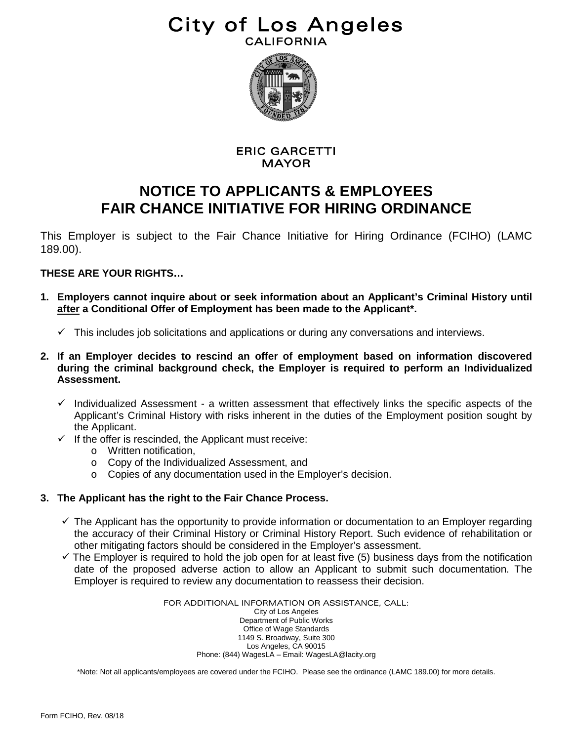# City of Los Angeles

CALIFORNIA

ERIC GARCETTI
MAYOR

## NOTICE TO APPLICANTS & EMPLOYEES
## FAIR CHANCE INITIATIVE FOR HIRING ORDINANCE

This Employer is subject to the Fair Chance Initiative for Hiring Ordinance (FCIHO) (LAMC 189.00).

**THESE ARE YOUR RIGHTS…**

1. **Employers cannot inquire about or seek information about an Applicant's Criminal History until <u>after</u> a Conditional Offer of Employment has been made to the Applicant*.**
   - ✓ This includes job solicitations and applications or during any conversations and interviews.

2. **If an Employer decides to rescind an offer of employment based on information discovered during the criminal background check, the Employer is required to perform an Individualized Assessment.**
   - ✓ Individualized Assessment - a written assessment that effectively links the specific aspects of the Applicant's Criminal History with risks inherent in the duties of the Employment position sought by the Applicant.
   - ✓ If the offer is rescinded, the Applicant must receive:
     - o Written notification,
     - o Copy of the Individualized Assessment, and
     - o Copies of any documentation used in the Employer's decision.

3. **The Applicant has the right to the Fair Chance Process.**
   - ✓ The Applicant has the opportunity to provide information or documentation to an Employer regarding the accuracy of their Criminal History or Criminal History Report. Such evidence of rehabilitation or other mitigating factors should be considered in the Employer's assessment.
   - ✓ The Employer is required to hold the job open for at least five (5) business days from the notification date of the proposed adverse action to allow an Applicant to submit such documentation. The Employer is required to review any documentation to reassess their decision.

FOR ADDITIONAL INFORMATION OR ASSISTANCE, CALL:
City of Los Angeles
Department of Public Works
Office of Wage Standards
1149 S. Broadway, Suite 300
Los Angeles, CA 90015
Phone: (844) WagesLA – Email: WagesLA@lacity.org

*Note: Not all applicants/employees are covered under the FCIHO. Please see the ordinance (LAMC 189.00) for more details.

Form FCIHO, Rev. 08/18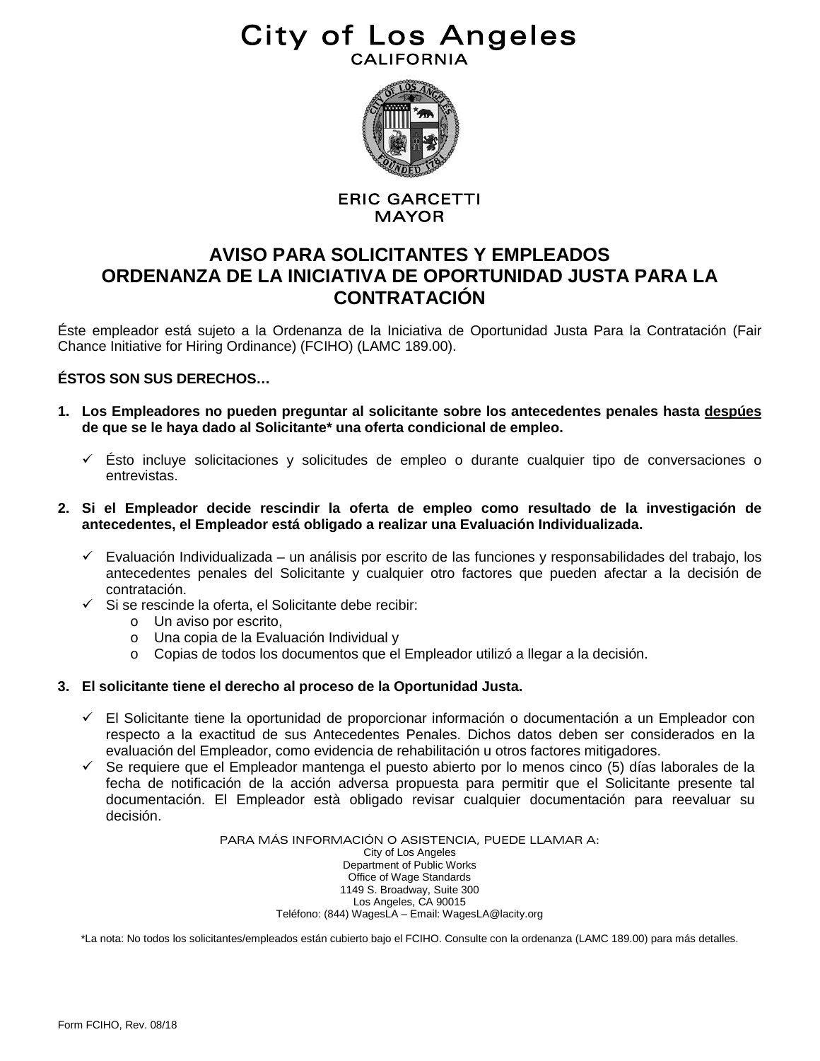# City of Los Angeles

CALIFORNIA

ERIC GARCETTI
MAYOR

## AVISO PARA SOLICITANTES Y EMPLEADOS ORDENANZA DE LA INICIATIVA DE OPORTUNIDAD JUSTA PARA LA CONTRATACIÓN

Éste empleador está sujeto a la Ordenanza de la Iniciativa de Oportunidad Justa Para la Contratación (Fair Chance Initiative for Hiring Ordinance) (FCIHO) (LAMC 189.00).

**ÉSTOS SON SUS DERECHOS…**

1. **Los Empleadores no pueden preguntar al solicitante sobre los antecedentes penales hasta despúes de que se le haya dado al Solicitante* una oferta condicional de empleo.**
   - ✓ Ésto incluye solicitaciones y solicitudes de empleo o durante cualquier tipo de conversaciones o entrevistas.
2. **Si el Empleador decide rescindir la oferta de empleo como resultado de la investigación de antecedentes, el Empleador está obligado a realizar una Evaluación Individualizada.**
   - ✓ Evaluación Individualizada – un análisis por escrito de las funciones y responsabilidades del trabajo, los antecedentes penales del Solicitante y cualquier otro factores que pueden afectar a la decisión de contratación.
   - ✓ Si se rescinde la oferta, el Solicitante debe recibir:
     - Un aviso por escrito,
     - Una copia de la Evaluación Individual y
     - Copias de todos los documentos que el Empleador utilizó a llegar a la decisión.
3. **El solicitante tiene el derecho al proceso de la Oportunidad Justa.**
   - ✓ El Solicitante tiene la oportunidad de proporcionar información o documentación a un Empleador con respecto a la exactitud de sus Antecedentes Penales. Dichos datos deben ser considerados en la evaluación del Empleador, como evidencia de rehabilitación u otros factores mitigadores.
   - ✓ Se requiere que el Empleador mantenga el puesto abierto por lo menos cinco (5) días laborales de la fecha de notificación de la acción adversa propuesta para permitir que el Solicitante presente tal documentación. El Empleador està obligado revisar cualquier documentación para reevaluar su decisión.

PARA MÁS INFORMACIÓN O ASISTENCIA, PUEDE LLAMAR A:
City of Los Angeles
Department of Public Works
Office of Wage Standards
1149 S. Broadway, Suite 300
Los Angeles, CA 90015
Teléfono: (844) WagesLA – Email: WagesLA@lacity.org

*La nota: No todos los solicitantes/empleados están cubierto bajo el FCIHO. Consulte con la ordenanza (LAMC 189.00) para más detalles.

Form FCIHO, Rev. 08/18